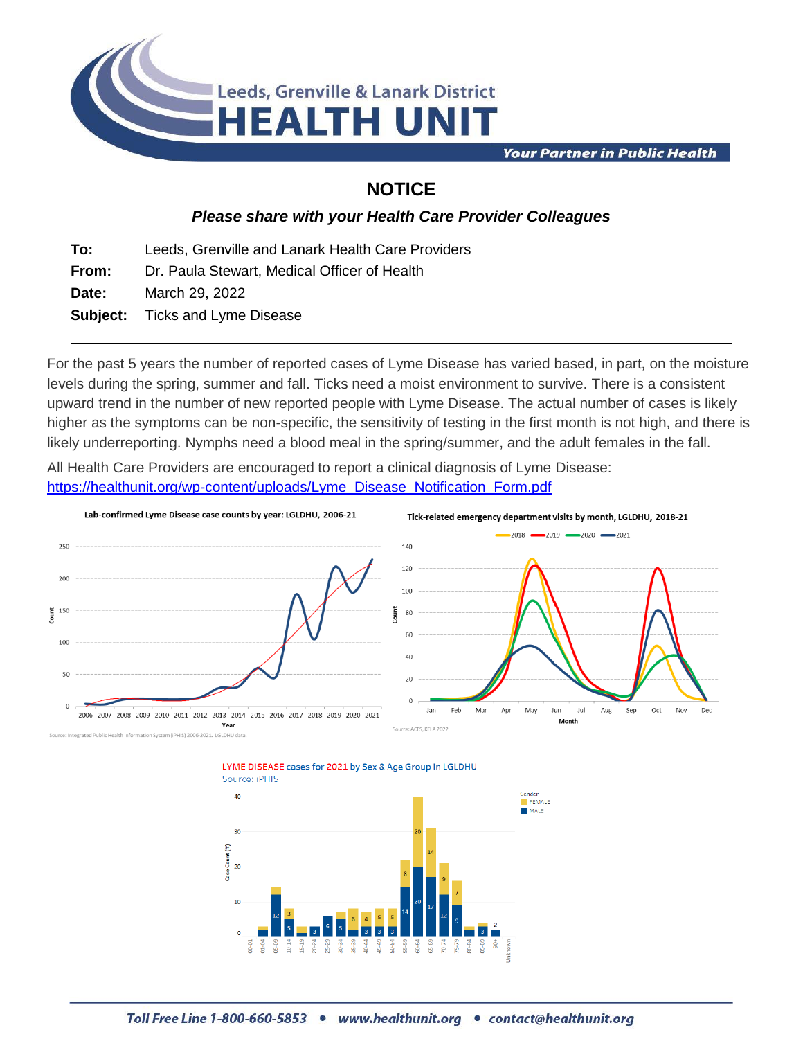# NOTICE

***Please share with your Health Care Provider Colleagues***

**To:** Leeds, Grenville and Lanark Health Care Providers
**From:** Dr. Paula Stewart, Medical Officer of Health
**Date:** March 29, 2022
**Subject:** Ticks and Lyme Disease

---

For the past 5 years the number of reported cases of Lyme Disease has varied based, in part, on the moisture levels during the spring, summer and fall. Ticks need a moist environment to survive. There is a consistent upward trend in the number of new reported people with Lyme Disease. The actual number of cases is likely higher as the symptoms can be non-specific, the sensitivity of testing in the first month is not high, and there is likely underreporting. Nymphs need a blood meal in the spring/summer, and the adult females in the fall.

All Health Care Providers are encouraged to report a clinical diagnosis of Lyme Disease: https://healthunit.org/wp-content/uploads/Lyme_Disease_Notification_Form.pdf

Lab-confirmed Lyme Disease case counts by year: LGLDHU, 2006-21

Source: Integrated Public Health Information System (iPHIS) 2006-2021. LGLDHU data.

Tick-related emergency department visits by month, LGLDHU, 2018-21

Source: ACES, KFLA 2022

LYME DISEASE cases for 2021 by Sex & Age Group in LGLDHU

Source: iPHIS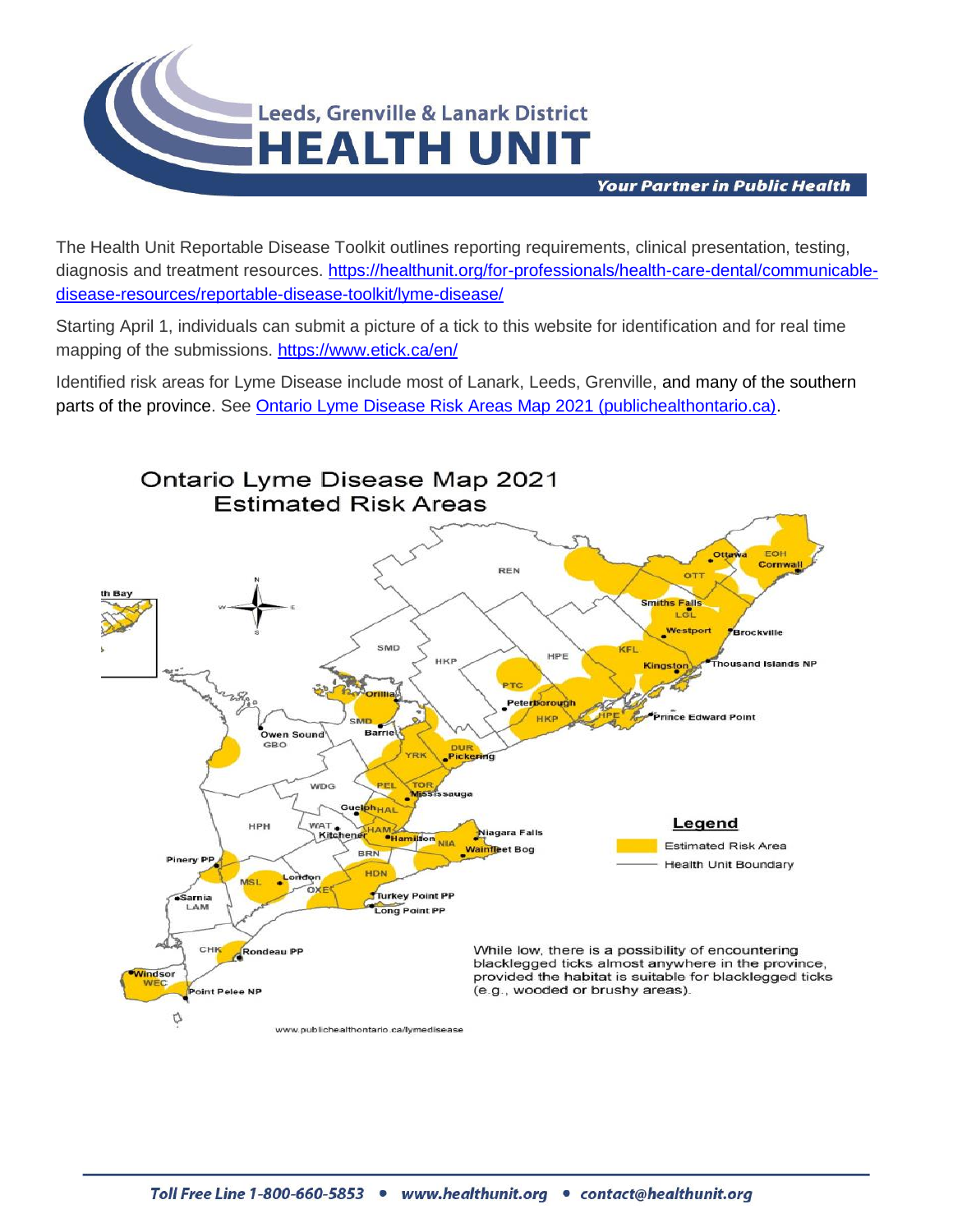The Health Unit Reportable Disease Toolkit outlines reporting requirements, clinical presentation, testing, diagnosis and treatment resources. [https://healthunit.org/for-professionals/health-care-dental/communicable-disease-resources/reportable-disease-toolkit/lyme-disease/](https://healthunit.org/for-professionals/health-care-dental/communicable-disease-resources/reportable-disease-toolkit/lyme-disease/)

Starting April 1, individuals can submit a picture of a tick to this website for identification and for real time mapping of the submissions. [https://www.etick.ca/en/](https://www.etick.ca/en/)

Identified risk areas for Lyme Disease include most of Lanark, Leeds, Grenville, and many of the southern parts of the province. See [Ontario Lyme Disease Risk Areas Map 2021 (publichealthontario.ca)](https://www.publichealthontario.ca).

Ontario Lyme Disease Map 2021
Estimated Risk Areas

Legend
Estimated Risk Area
Health Unit Boundary

While low, there is a possibility of encountering blacklegged ticks almost anywhere in the province, provided the habitat is suitable for blacklegged ticks (e.g., wooded or brushy areas).

www.publichealthontario.ca/lymedisease